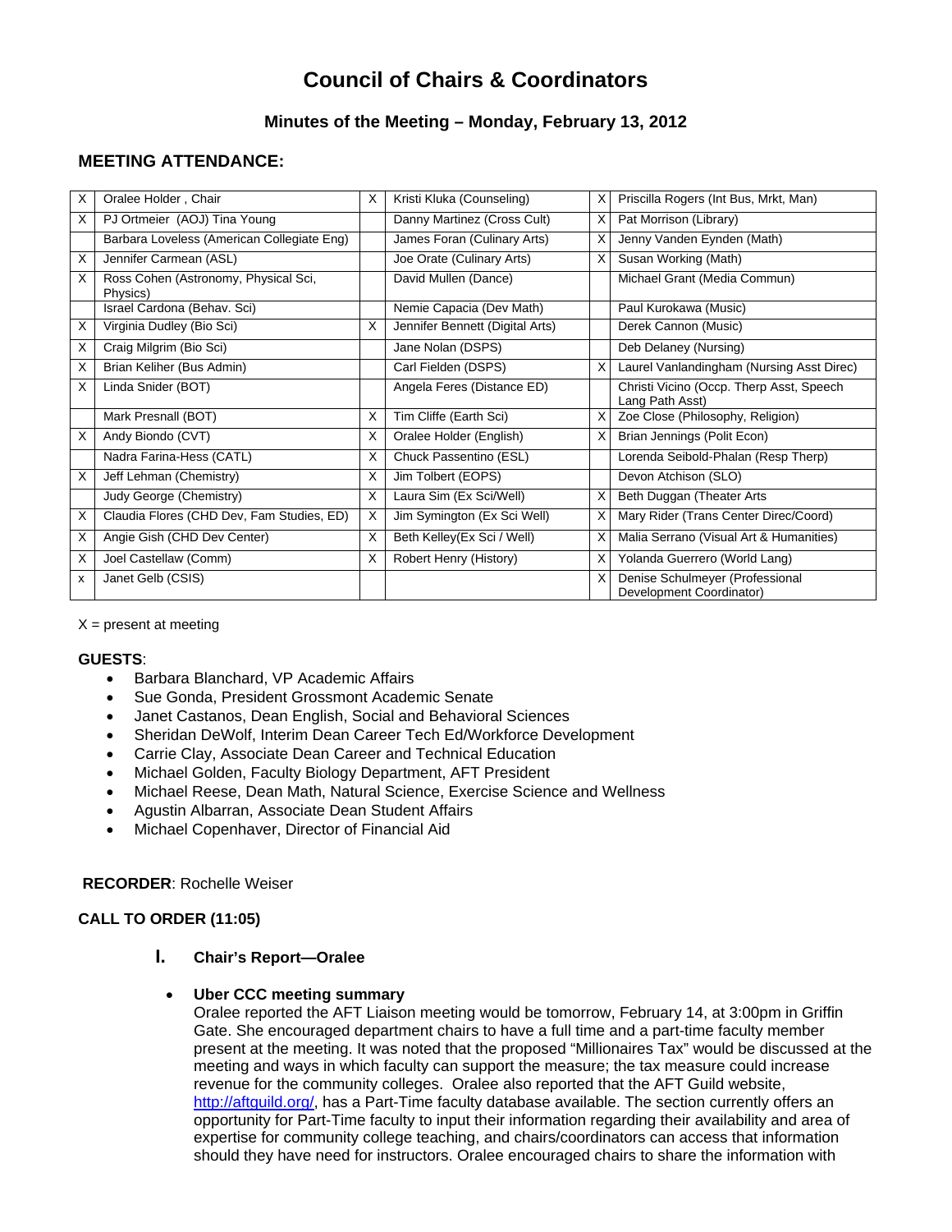# Council of Chairs & Coordinators

## Minutes of the Meeting – Monday, February 13, 2012

## MEETING ATTENDANCE:

| | | | | | |
|---|---|---|---|---|---|
| X | Oralee Holder , Chair | X | Kristi Kluka (Counseling) | X | Priscilla Rogers (Int Bus, Mrkt, Man) |
| X | PJ Ortmeier (AOJ) Tina Young | | Danny Martinez (Cross Cult) | X | Pat Morrison (Library) |
| | Barbara Loveless (American Collegiate Eng) | | James Foran (Culinary Arts) | X | Jenny Vanden Eynden (Math) |
| X | Jennifer Carmean (ASL) | | Joe Orate (Culinary Arts) | X | Susan Working (Math) |
| X | Ross Cohen (Astronomy, Physical Sci, Physics) | | David Mullen (Dance) | | Michael Grant (Media Commun) |
| | Israel Cardona (Behav. Sci) | | Nemie Capacia (Dev Math) | | Paul Kurokawa (Music) |
| X | Virginia Dudley (Bio Sci) | X | Jennifer Bennett (Digital Arts) | | Derek Cannon (Music) |
| X | Craig Milgrim (Bio Sci) | | Jane Nolan (DSPS) | | Deb Delaney (Nursing) |
| X | Brian Keliher (Bus Admin) | | Carl Fielden (DSPS) | X | Laurel Vanlandingham (Nursing Asst Direc) |
| X | Linda Snider (BOT) | | Angela Feres (Distance ED) | | Christi Vicino (Occp. Therp Asst, Speech Lang Path Asst) |
| | Mark Presnall (BOT) | X | Tim Cliffe (Earth Sci) | X | Zoe Close (Philosophy, Religion) |
| X | Andy Biondo (CVT) | X | Oralee Holder (English) | X | Brian Jennings (Polit Econ) |
| | Nadra Farina-Hess (CATL) | X | Chuck Passentino (ESL) | | Lorenda Seibold-Phalan (Resp Therp) |
| X | Jeff Lehman (Chemistry) | X | Jim Tolbert (EOPS) | | Devon Atchison (SLO) |
| | Judy George (Chemistry) | X | Laura Sim (Ex Sci/Well) | X | Beth Duggan (Theater Arts |
| X | Claudia Flores (CHD Dev, Fam Studies, ED) | X | Jim Symington (Ex Sci Well) | X | Mary Rider (Trans Center Direc/Coord) |
| X | Angie Gish (CHD Dev Center) | X | Beth Kelley(Ex Sci / Well) | X | Malia Serrano (Visual Art & Humanities) |
| X | Joel Castellaw (Comm) | X | Robert Henry (History) | X | Yolanda Guerrero (World Lang) |
| x | Janet Gelb (CSIS) | | | X | Denise Schulmeyer (Professional Development Coordinator) |

X = present at meeting

**GUESTS**:

- Barbara Blanchard, VP Academic Affairs
- Sue Gonda, President Grossmont Academic Senate
- Janet Castanos, Dean English, Social and Behavioral Sciences
- Sheridan DeWolf, Interim Dean Career Tech Ed/Workforce Development
- Carrie Clay, Associate Dean Career and Technical Education
- Michael Golden, Faculty Biology Department, AFT President
- Michael Reese, Dean Math, Natural Science, Exercise Science and Wellness
- Agustin Albarran, Associate Dean Student Affairs
- Michael Copenhaver, Director of Financial Aid

**RECORDER**: Rochelle Weiser

**CALL TO ORDER (11:05)**

### I. Chair's Report—Oralee

- **Uber CCC meeting summary**
  Oralee reported the AFT Liaison meeting would be tomorrow, February 14, at 3:00pm in Griffin Gate. She encouraged department chairs to have a full time and a part-time faculty member present at the meeting. It was noted that the proposed "Millionaires Tax" would be discussed at the meeting and ways in which faculty can support the measure; the tax measure could increase revenue for the community colleges. Oralee also reported that the AFT Guild website, http://aftguild.org/, has a Part-Time faculty database available. The section currently offers an opportunity for Part-Time faculty to input their information regarding their availability and area of expertise for community college teaching, and chairs/coordinators can access that information should they have need for instructors. Oralee encouraged chairs to share the information with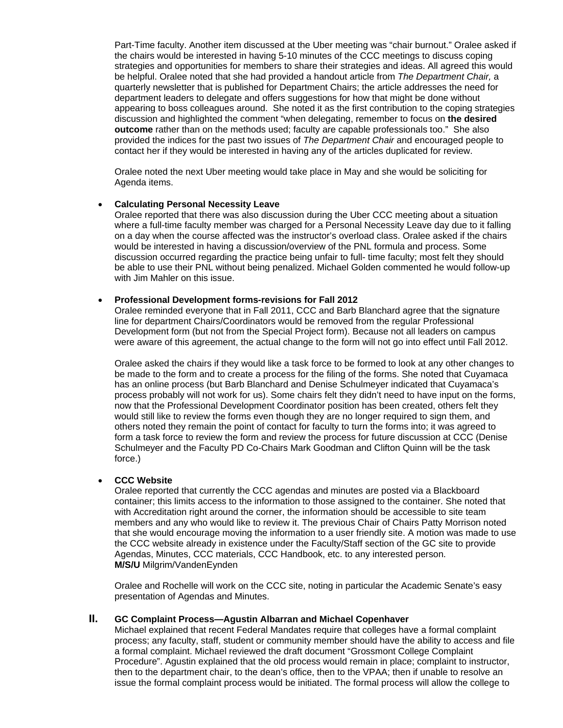Part-Time faculty. Another item discussed at the Uber meeting was "chair burnout." Oralee asked if the chairs would be interested in having 5-10 minutes of the CCC meetings to discuss coping strategies and opportunities for members to share their strategies and ideas. All agreed this would be helpful. Oralee noted that she had provided a handout article from *The Department Chair,* a quarterly newsletter that is published for Department Chairs; the article addresses the need for department leaders to delegate and offers suggestions for how that might be done without appearing to boss colleagues around. She noted it as the first contribution to the coping strategies discussion and highlighted the comment "when delegating, remember to focus on **the desired outcome** rather than on the methods used; faculty are capable professionals too." She also provided the indices for the past two issues of *The Department Chair* and encouraged people to contact her if they would be interested in having any of the articles duplicated for review.

Oralee noted the next Uber meeting would take place in May and she would be soliciting for Agenda items.

- **Calculating Personal Necessity Leave**
  Oralee reported that there was also discussion during the Uber CCC meeting about a situation where a full-time faculty member was charged for a Personal Necessity Leave day due to it falling on a day when the course affected was the instructor's overload class. Oralee asked if the chairs would be interested in having a discussion/overview of the PNL formula and process. Some discussion occurred regarding the practice being unfair to full- time faculty; most felt they should be able to use their PNL without being penalized. Michael Golden commented he would follow-up with Jim Mahler on this issue.

- **Professional Development forms-revisions for Fall 2012**
  Oralee reminded everyone that in Fall 2011, CCC and Barb Blanchard agree that the signature line for department Chairs/Coordinators would be removed from the regular Professional Development form (but not from the Special Project form). Because not all leaders on campus were aware of this agreement, the actual change to the form will not go into effect until Fall 2012.

  Oralee asked the chairs if they would like a task force to be formed to look at any other changes to be made to the form and to create a process for the filing of the forms. She noted that Cuyamaca has an online process (but Barb Blanchard and Denise Schulmeyer indicated that Cuyamaca's process probably will not work for us). Some chairs felt they didn't need to have input on the forms, now that the Professional Development Coordinator position has been created, others felt they would still like to review the forms even though they are no longer required to sign them, and others noted they remain the point of contact for faculty to turn the forms into; it was agreed to form a task force to review the form and review the process for future discussion at CCC (Denise Schulmeyer and the Faculty PD Co-Chairs Mark Goodman and Clifton Quinn will be the task force.)

- **CCC Website**
  Oralee reported that currently the CCC agendas and minutes are posted via a Blackboard container; this limits access to the information to those assigned to the container. She noted that with Accreditation right around the corner, the information should be accessible to site team members and any who would like to review it. The previous Chair of Chairs Patty Morrison noted that she would encourage moving the information to a user friendly site. A motion was made to use the CCC website already in existence under the Faculty/Staff section of the GC site to provide Agendas, Minutes, CCC materials, CCC Handbook, etc. to any interested person.
  **M/S/U** Milgrim/VandenEynden

  Oralee and Rochelle will work on the CCC site, noting in particular the Academic Senate's easy presentation of Agendas and Minutes.

## II. GC Complaint Process—Agustin Albarran and Michael Copenhaver

Michael explained that recent Federal Mandates require that colleges have a formal complaint process; any faculty, staff, student or community member should have the ability to access and file a formal complaint. Michael reviewed the draft document "Grossmont College Complaint Procedure". Agustin explained that the old process would remain in place; complaint to instructor, then to the department chair, to the dean's office, then to the VPAA; then if unable to resolve an issue the formal complaint process would be initiated. The formal process will allow the college to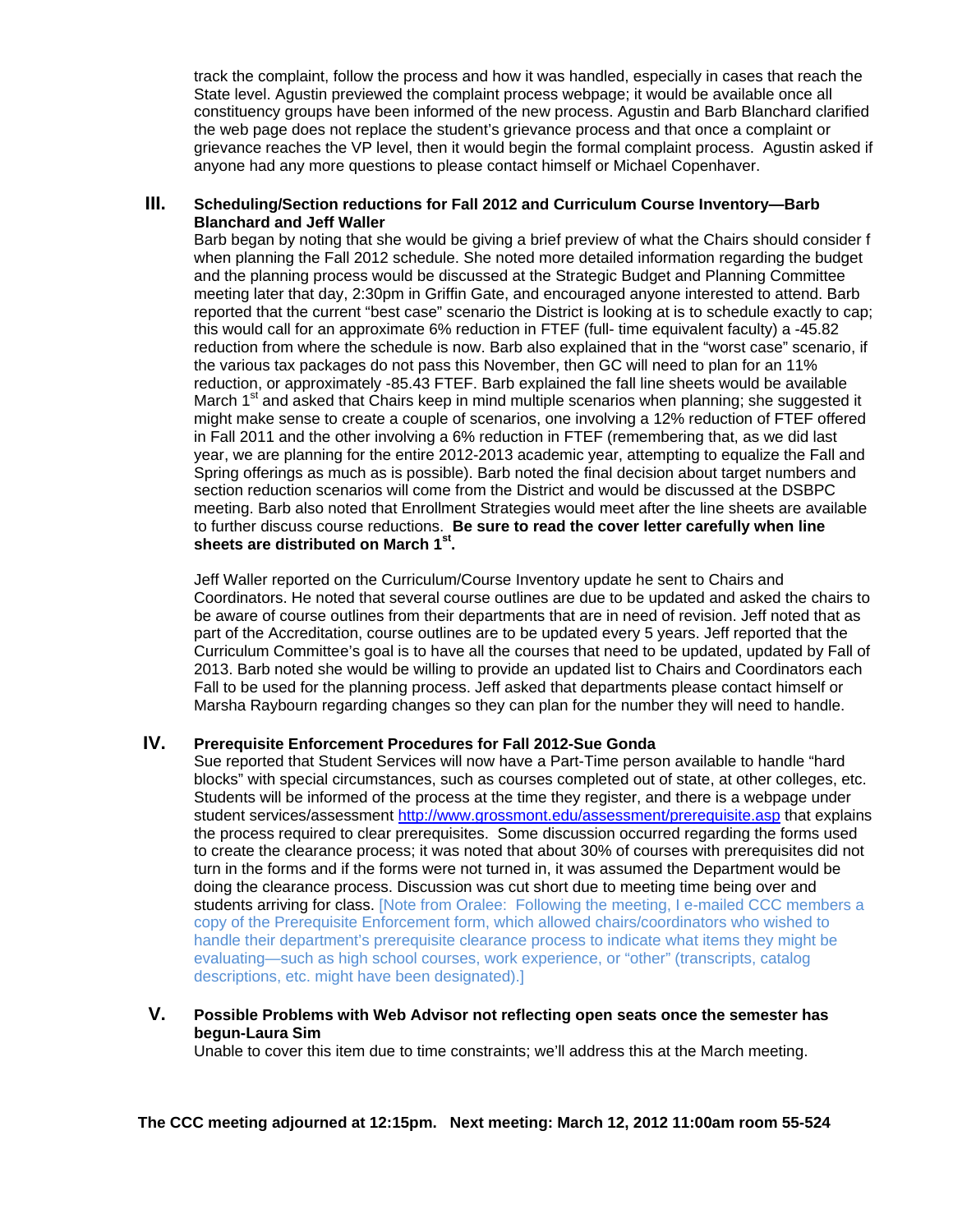track the complaint, follow the process and how it was handled, especially in cases that reach the State level. Agustin previewed the complaint process webpage; it would be available once all constituency groups have been informed of the new process. Agustin and Barb Blanchard clarified the web page does not replace the student's grievance process and that once a complaint or grievance reaches the VP level, then it would begin the formal complaint process. Agustin asked if anyone had any more questions to please contact himself or Michael Copenhaver.

## III. Scheduling/Section reductions for Fall 2012 and Curriculum Course Inventory—Barb Blanchard and Jeff Waller

Barb began by noting that she would be giving a brief preview of what the Chairs should consider f when planning the Fall 2012 schedule. She noted more detailed information regarding the budget and the planning process would be discussed at the Strategic Budget and Planning Committee meeting later that day, 2:30pm in Griffin Gate, and encouraged anyone interested to attend. Barb reported that the current "best case" scenario the District is looking at is to schedule exactly to cap; this would call for an approximate 6% reduction in FTEF (full- time equivalent faculty) a -45.82 reduction from where the schedule is now. Barb also explained that in the "worst case" scenario, if the various tax packages do not pass this November, then GC will need to plan for an 11% reduction, or approximately -85.43 FTEF. Barb explained the fall line sheets would be available March 1st and asked that Chairs keep in mind multiple scenarios when planning; she suggested it might make sense to create a couple of scenarios, one involving a 12% reduction of FTEF offered in Fall 2011 and the other involving a 6% reduction in FTEF (remembering that, as we did last year, we are planning for the entire 2012-2013 academic year, attempting to equalize the Fall and Spring offerings as much as is possible). Barb noted the final decision about target numbers and section reduction scenarios will come from the District and would be discussed at the DSBPC meeting. Barb also noted that Enrollment Strategies would meet after the line sheets are available to further discuss course reductions. **Be sure to read the cover letter carefully when line sheets are distributed on March 1st.**

Jeff Waller reported on the Curriculum/Course Inventory update he sent to Chairs and Coordinators. He noted that several course outlines are due to be updated and asked the chairs to be aware of course outlines from their departments that are in need of revision. Jeff noted that as part of the Accreditation, course outlines are to be updated every 5 years. Jeff reported that the Curriculum Committee's goal is to have all the courses that need to be updated, updated by Fall of 2013. Barb noted she would be willing to provide an updated list to Chairs and Coordinators each Fall to be used for the planning process. Jeff asked that departments please contact himself or Marsha Raybourn regarding changes so they can plan for the number they will need to handle.

## IV. Prerequisite Enforcement Procedures for Fall 2012-Sue Gonda

Sue reported that Student Services will now have a Part-Time person available to handle "hard blocks" with special circumstances, such as courses completed out of state, at other colleges, etc. Students will be informed of the process at the time they register, and there is a webpage under student services/assessment http://www.grossmont.edu/assessment/prerequisite.asp that explains the process required to clear prerequisites. Some discussion occurred regarding the forms used to create the clearance process; it was noted that about 30% of courses with prerequisites did not turn in the forms and if the forms were not turned in, it was assumed the Department would be doing the clearance process. Discussion was cut short due to meeting time being over and students arriving for class. [Note from Oralee: Following the meeting, I e-mailed CCC members a copy of the Prerequisite Enforcement form, which allowed chairs/coordinators who wished to handle their department's prerequisite clearance process to indicate what items they might be evaluating—such as high school courses, work experience, or "other" (transcripts, catalog descriptions, etc. might have been designated).]

## V. Possible Problems with Web Advisor not reflecting open seats once the semester has begun-Laura Sim

Unable to cover this item due to time constraints; we'll address this at the March meeting.

**The CCC meeting adjourned at 12:15pm. Next meeting: March 12, 2012 11:00am room 55-524**